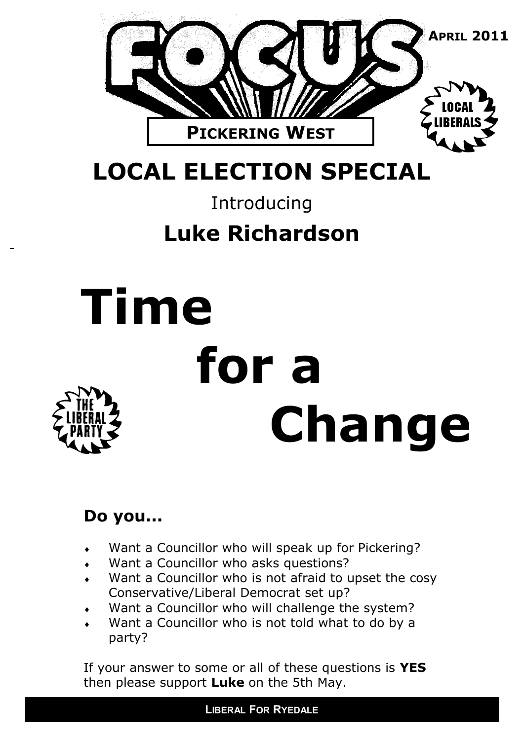# FOCUS

**APRIL 2011**

**PICKERING WEST**

LOCAL LIBERALS

## LOCAL ELECTION SPECIAL

Introducing

## Luke Richardson

# Time for a Change

THE LIBERAL PARTY

### Do you...

- Want a Councillor who will speak up for Pickering?
- Want a Councillor who asks questions?
- Want a Councillor who is not afraid to upset the cosy Conservative/Liberal Democrat set up?
- Want a Councillor who will challenge the system?
- Want a Councillor who is not told what to do by a party?

If your answer to some or all of these questions is **YES** then please support **Luke** on the 5th May.

**LIBERAL FOR RYEDALE**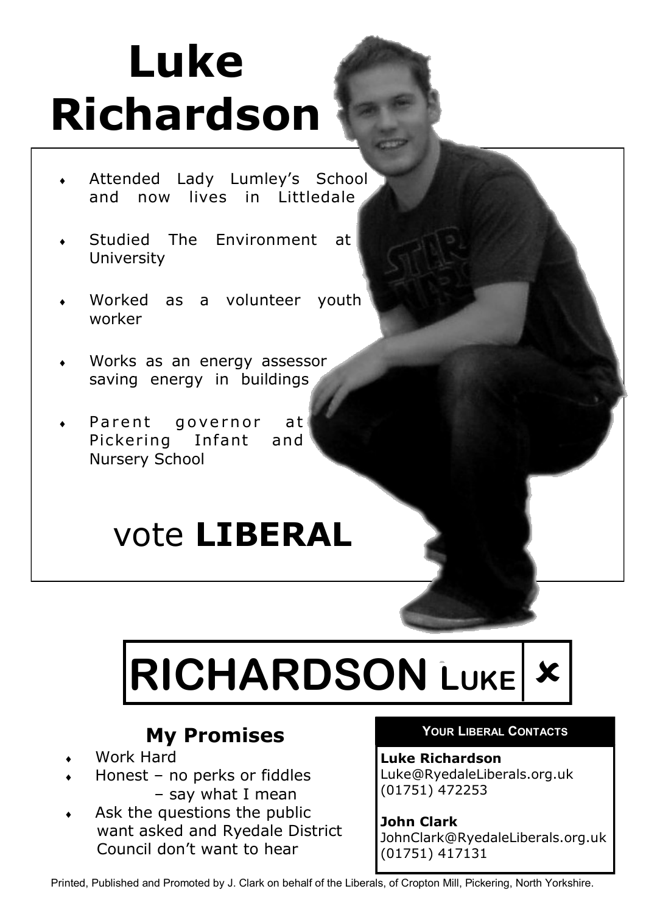# Luke Richardson

- Attended Lady Lumley's School and now lives in Littledale
- Studied The Environment at University
- Worked as a volunteer youth worker
- Works as an energy assessor saving energy in buildings
- Parent governor at Pickering Infant and Nursery School

vote **LIBERAL**

**RICHARDSON LUKE** ✘

## My Promises

- Work Hard
- Honest – no perks or fiddles
  – say what I mean
- Ask the questions the public want asked and Ryedale District Council don't want to hear

**YOUR LIBERAL CONTACTS**

**Luke Richardson**
Luke@RyedaleLiberals.org.uk
(01751) 472253

**John Clark**
JohnClark@RyedaleLiberals.org.uk
(01751) 417131

Printed, Published and Promoted by J. Clark on behalf of the Liberals, of Cropton Mill, Pickering, North Yorkshire.